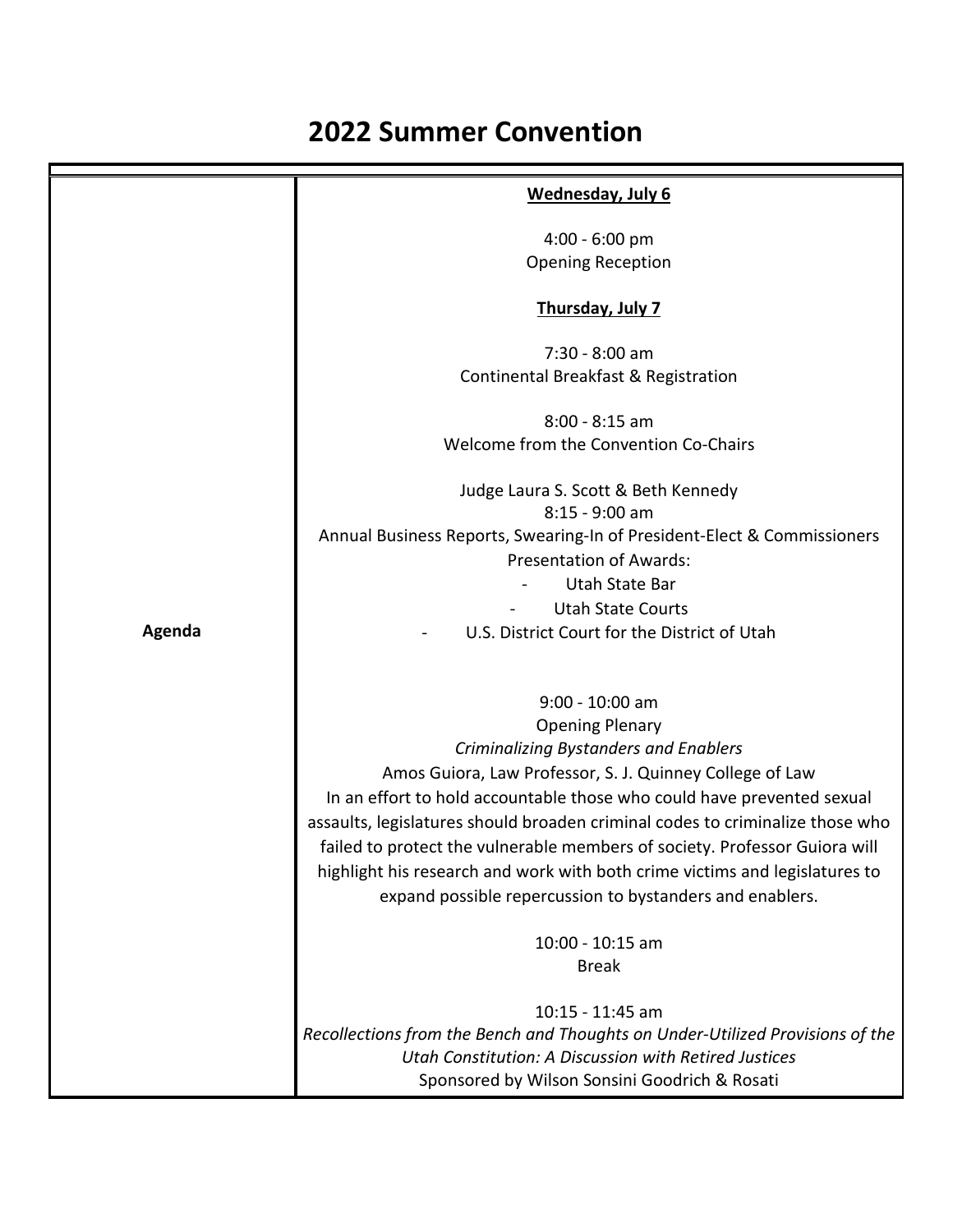# 2022 Summer Convention

| | |
|---|---|
| **Agenda** | **Wednesday, July 6**<br><br>4:00 - 6:00 pm<br>Opening Reception<br><br>**Thursday, July 7**<br><br>7:30 - 8:00 am<br>Continental Breakfast & Registration<br><br>8:00 - 8:15 am<br>Welcome from the Convention Co-Chairs<br><br>Judge Laura S. Scott & Beth Kennedy<br>8:15 - 9:00 am<br>Annual Business Reports, Swearing-In of President-Elect & Commissioners<br>Presentation of Awards:<br>- Utah State Bar<br>- Utah State Courts<br>- U.S. District Court for the District of Utah<br><br>9:00 - 10:00 am<br>Opening Plenary<br>*Criminalizing Bystanders and Enablers*<br>Amos Guiora, Law Professor, S. J. Quinney College of Law<br>In an effort to hold accountable those who could have prevented sexual assaults, legislatures should broaden criminal codes to criminalize those who failed to protect the vulnerable members of society. Professor Guiora will highlight his research and work with both crime victims and legislatures to expand possible repercussion to bystanders and enablers.<br><br>10:00 - 10:15 am<br>Break<br><br>10:15 - 11:45 am<br>*Recollections from the Bench and Thoughts on Under-Utilized Provisions of the Utah Constitution: A Discussion with Retired Justices*<br>Sponsored by Wilson Sonsini Goodrich & Rosati |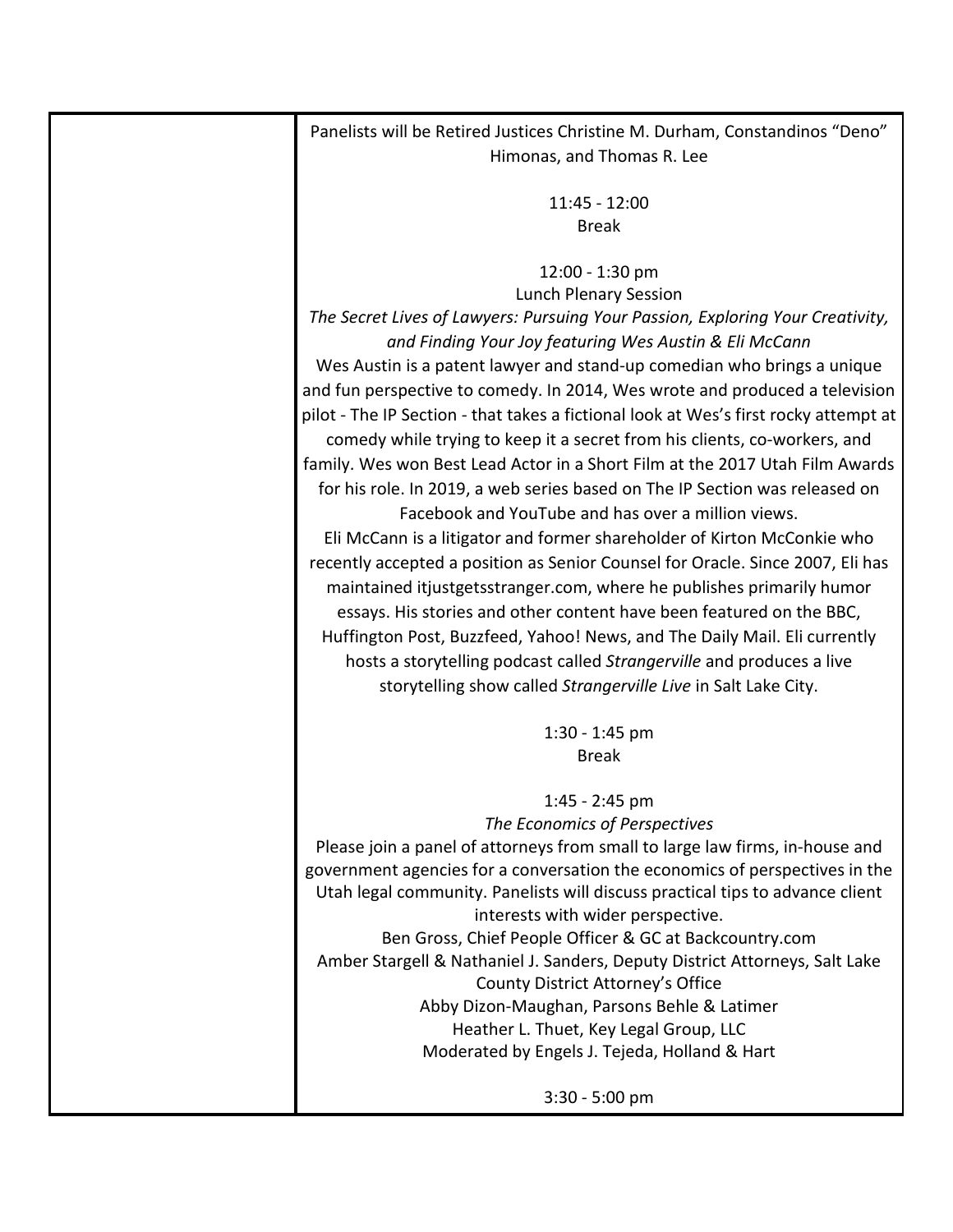Panelists will be Retired Justices Christine M. Durham, Constandinos "Deno" Himonas, and Thomas R. Lee

11:45 - 12:00
Break

12:00 - 1:30 pm
Lunch Plenary Session

*The Secret Lives of Lawyers: Pursuing Your Passion, Exploring Your Creativity, and Finding Your Joy featuring Wes Austin & Eli McCann*

Wes Austin is a patent lawyer and stand-up comedian who brings a unique and fun perspective to comedy. In 2014, Wes wrote and produced a television pilot - The IP Section - that takes a fictional look at Wes's first rocky attempt at comedy while trying to keep it a secret from his clients, co-workers, and family. Wes won Best Lead Actor in a Short Film at the 2017 Utah Film Awards for his role. In 2019, a web series based on The IP Section was released on Facebook and YouTube and has over a million views.

Eli McCann is a litigator and former shareholder of Kirton McConkie who recently accepted a position as Senior Counsel for Oracle. Since 2007, Eli has maintained itjustgetsstranger.com, where he publishes primarily humor essays. His stories and other content have been featured on the BBC, Huffington Post, Buzzfeed, Yahoo! News, and The Daily Mail. Eli currently hosts a storytelling podcast called *Strangerville* and produces a live storytelling show called *Strangerville Live* in Salt Lake City.

1:30 - 1:45 pm
Break

1:45 - 2:45 pm

*The Economics of Perspectives*

Please join a panel of attorneys from small to large law firms, in-house and government agencies for a conversation the economics of perspectives in the Utah legal community. Panelists will discuss practical tips to advance client interests with wider perspective.

Ben Gross, Chief People Officer & GC at Backcountry.com
Amber Stargell & Nathaniel J. Sanders, Deputy District Attorneys, Salt Lake County District Attorney's Office
Abby Dizon-Maughan, Parsons Behle & Latimer
Heather L. Thuet, Key Legal Group, LLC
Moderated by Engels J. Tejeda, Holland & Hart

3:30 - 5:00 pm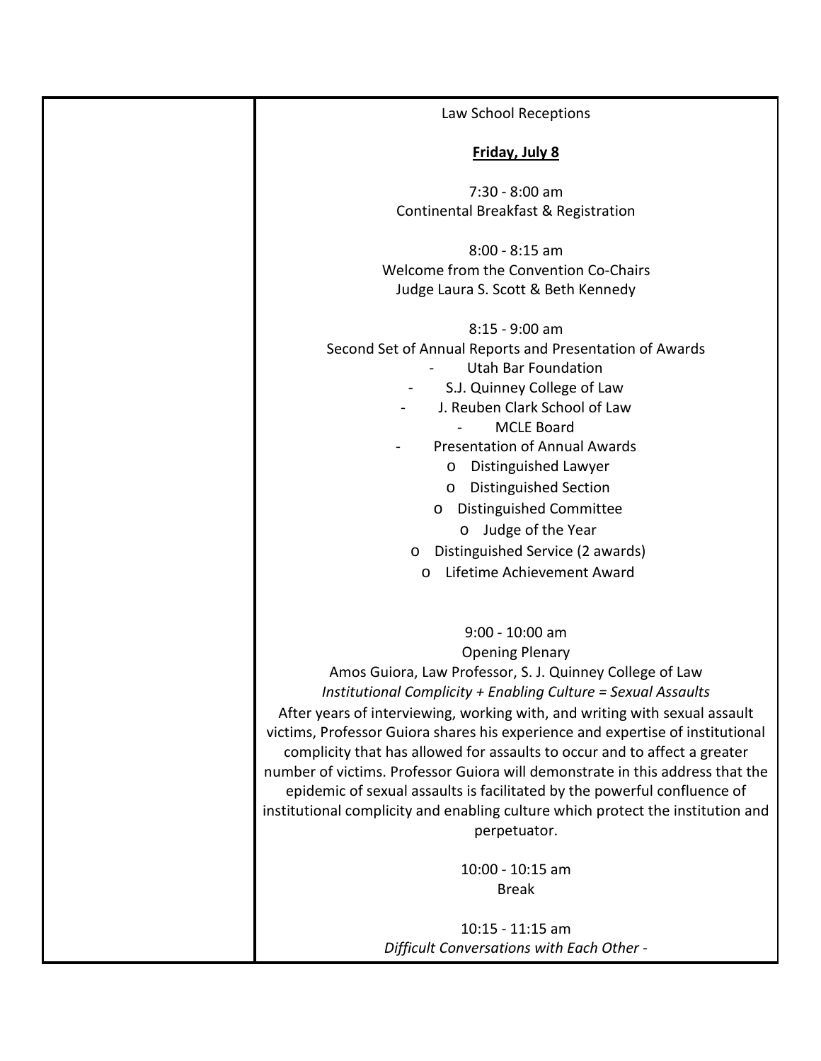Law School Receptions

**Friday, July 8**

7:30 - 8:00 am
Continental Breakfast & Registration

8:00 - 8:15 am
Welcome from the Convention Co-Chairs
Judge Laura S. Scott & Beth Kennedy

8:15 - 9:00 am
Second Set of Annual Reports and Presentation of Awards

- Utah Bar Foundation
- S.J. Quinney College of Law
- J. Reuben Clark School of Law
- MCLE Board
- Presentation of Annual Awards
  - Distinguished Lawyer
  - Distinguished Section
  - Distinguished Committee
  - Judge of the Year
  - Distinguished Service (2 awards)
  - Lifetime Achievement Award

9:00 - 10:00 am
Opening Plenary
Amos Guiora, Law Professor, S. J. Quinney College of Law
*Institutional Complicity + Enabling Culture = Sexual Assaults*
After years of interviewing, working with, and writing with sexual assault victims, Professor Guiora shares his experience and expertise of institutional complicity that has allowed for assaults to occur and to affect a greater number of victims. Professor Guiora will demonstrate in this address that the epidemic of sexual assaults is facilitated by the powerful confluence of institutional complicity and enabling culture which protect the institution and perpetuator.

10:00 - 10:15 am
Break

10:15 - 11:15 am
*Difficult Conversations with Each Other -*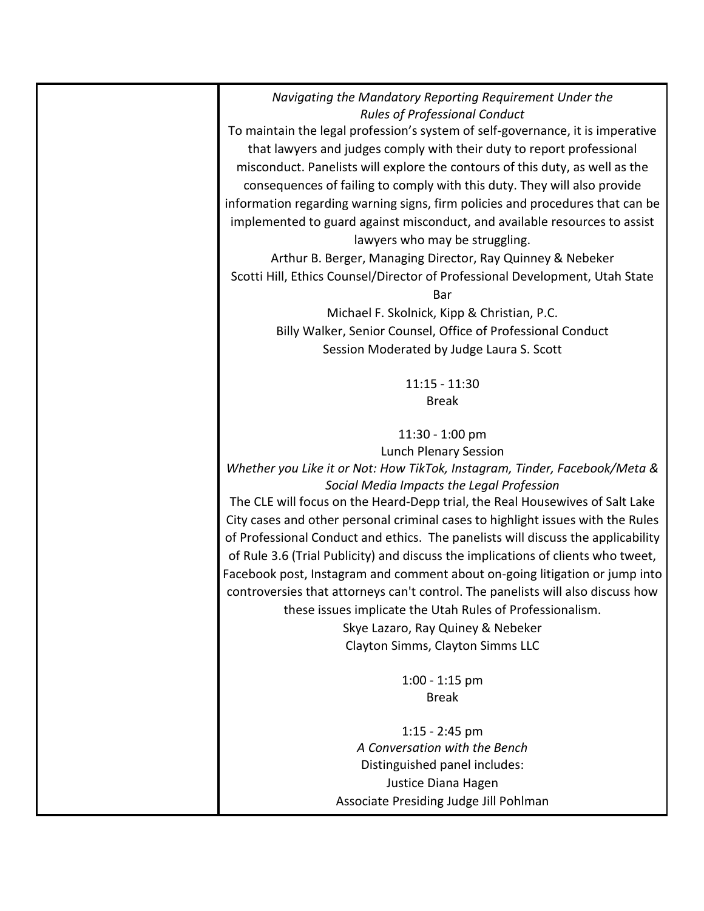| | |
|---|---|
| | *Navigating the Mandatory Reporting Requirement Under the Rules of Professional Conduct*<br>To maintain the legal profession's system of self-governance, it is imperative that lawyers and judges comply with their duty to report professional misconduct. Panelists will explore the contours of this duty, as well as the consequences of failing to comply with this duty. They will also provide information regarding warning signs, firm policies and procedures that can be implemented to guard against misconduct, and available resources to assist lawyers who may be struggling.<br>Arthur B. Berger, Managing Director, Ray Quinney & Nebeker<br>Scotti Hill, Ethics Counsel/Director of Professional Development, Utah State Bar<br>Michael F. Skolnick, Kipp & Christian, P.C.<br>Billy Walker, Senior Counsel, Office of Professional Conduct<br>Session Moderated by Judge Laura S. Scott<br><br>11:15 - 11:30<br>Break<br><br>11:30 - 1:00 pm<br>Lunch Plenary Session<br>*Whether you Like it or Not: How TikTok, Instagram, Tinder, Facebook/Meta & Social Media Impacts the Legal Profession*<br>The CLE will focus on the Heard-Depp trial, the Real Housewives of Salt Lake City cases and other personal criminal cases to highlight issues with the Rules of Professional Conduct and ethics. The panelists will discuss the applicability of Rule 3.6 (Trial Publicity) and discuss the implications of clients who tweet, Facebook post, Instagram and comment about on-going litigation or jump into controversies that attorneys can't control. The panelists will also discuss how these issues implicate the Utah Rules of Professionalism.<br>Skye Lazaro, Ray Quiney & Nebeker<br>Clayton Simms, Clayton Simms LLC<br><br>1:00 - 1:15 pm<br>Break<br><br>1:15 - 2:45 pm<br>*A Conversation with the Bench*<br>Distinguished panel includes:<br>Justice Diana Hagen<br>Associate Presiding Judge Jill Pohlman |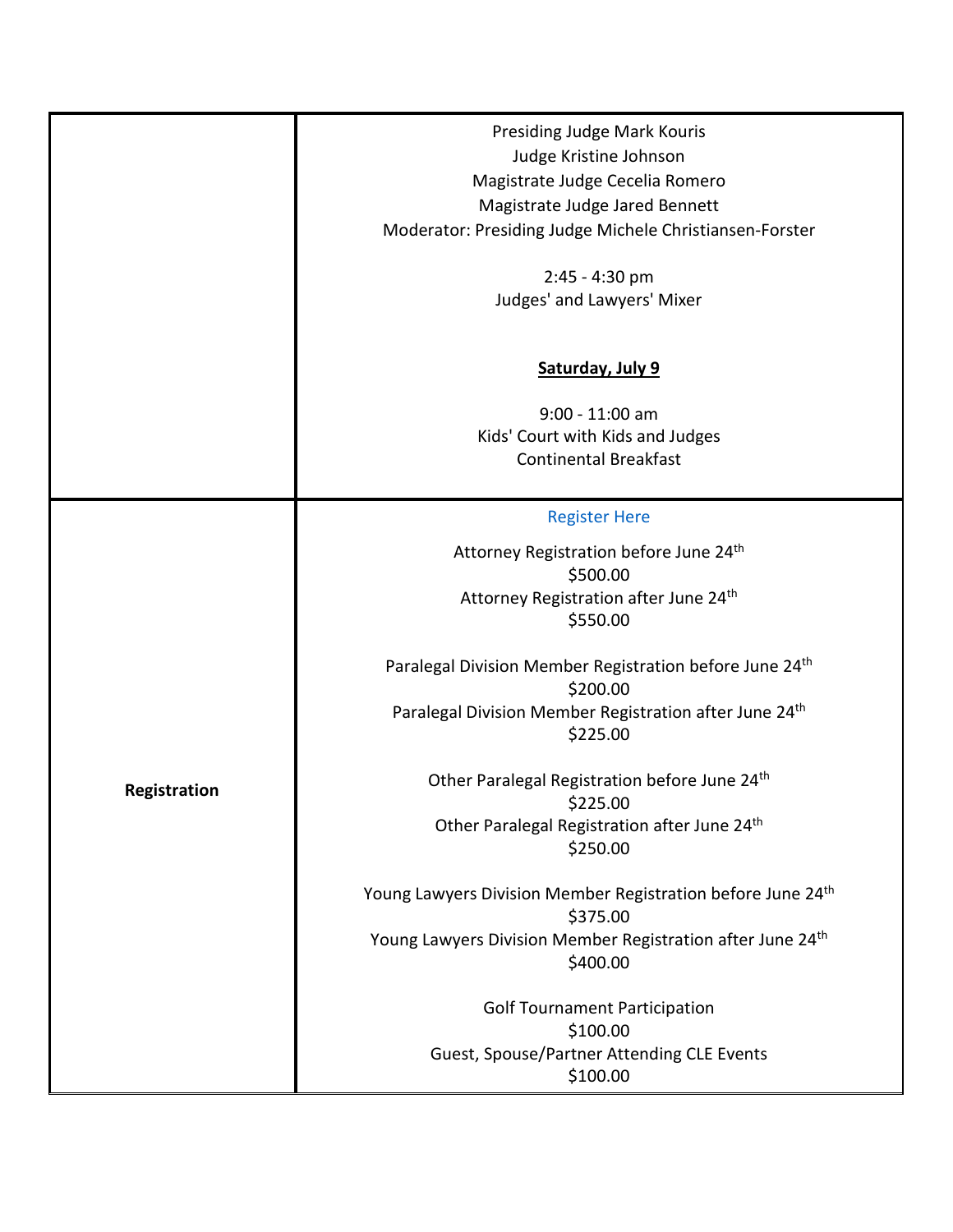| | |
|---|---|
| | Presiding Judge Mark Kouris<br>Judge Kristine Johnson<br>Magistrate Judge Cecelia Romero<br>Magistrate Judge Jared Bennett<br>Moderator: Presiding Judge Michele Christiansen-Forster<br><br>2:45 - 4:30 pm<br>Judges' and Lawyers' Mixer<br><br>**Saturday, July 9**<br><br>9:00 - 11:00 am<br>Kids' Court with Kids and Judges<br>Continental Breakfast |
| **Registration** | Register Here<br><br>Attorney Registration before June 24th<br>$500.00<br>Attorney Registration after June 24th<br>$550.00<br><br>Paralegal Division Member Registration before June 24th<br>$200.00<br>Paralegal Division Member Registration after June 24th<br>$225.00<br><br>Other Paralegal Registration before June 24th<br>$225.00<br>Other Paralegal Registration after June 24th<br>$250.00<br><br>Young Lawyers Division Member Registration before June 24th<br>$375.00<br>Young Lawyers Division Member Registration after June 24th<br>$400.00<br><br>Golf Tournament Participation<br>$100.00<br>Guest, Spouse/Partner Attending CLE Events<br>$100.00 |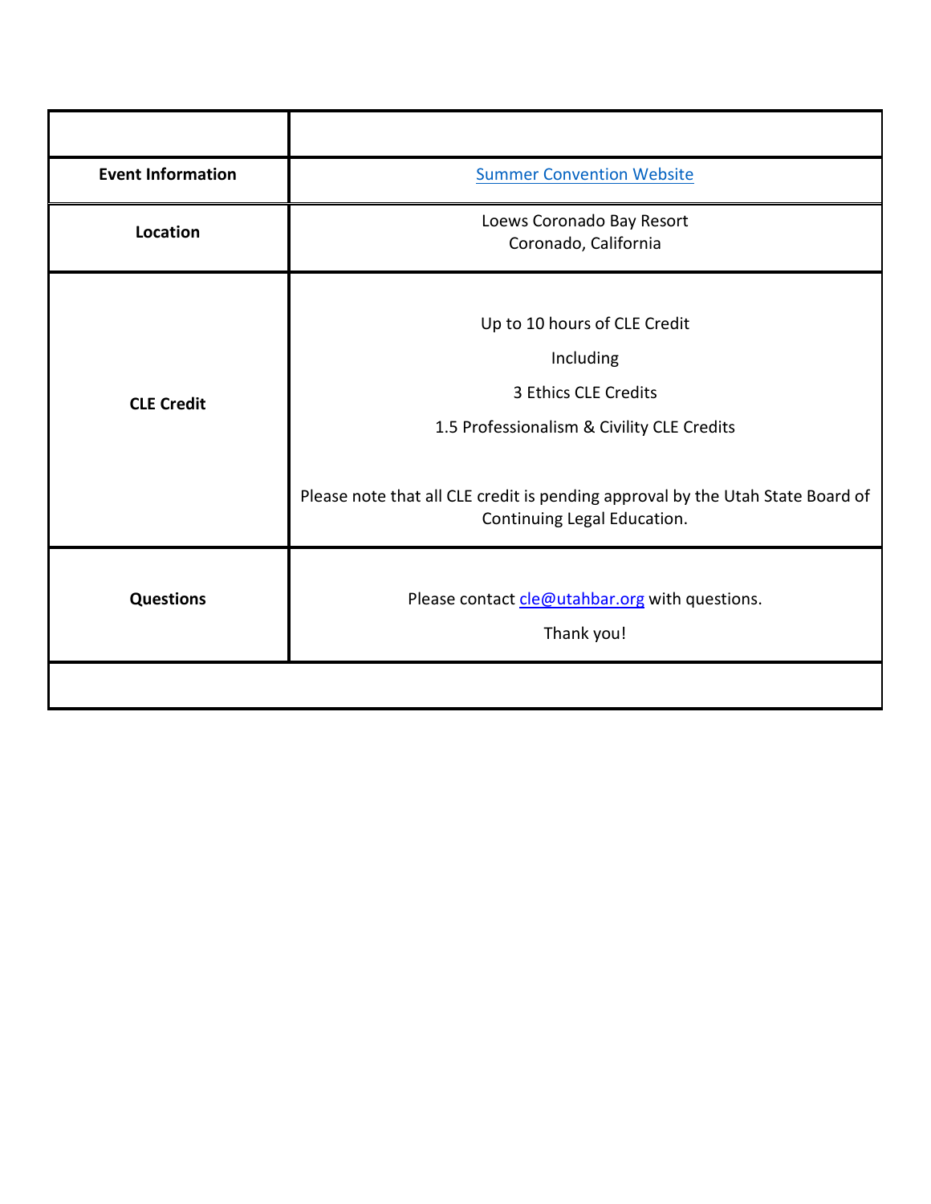| | |
|---|---|
| **Event Information** | [Summer Convention Website] |
| **Location** | Loews Coronado Bay Resort<br>Coronado, California |
| **CLE Credit** | Up to 10 hours of CLE Credit<br>Including<br>3 Ethics CLE Credits<br>1.5 Professionalism & Civility CLE Credits<br><br>Please note that all CLE credit is pending approval by the Utah State Board of Continuing Legal Education. |
| **Questions** | Please contact cle@utahbar.org with questions.<br>Thank you! |
| | |